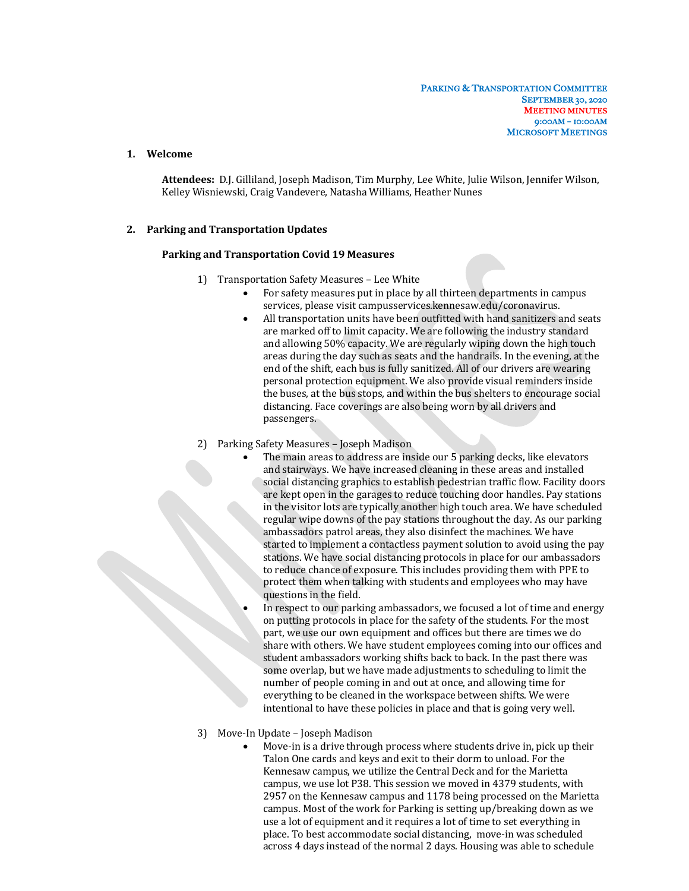**Parking & Transportation Committee**
**September 30, 2020**
**Meeting Minutes**
**9:00AM – 10:00AM**
**Microsoft Meetings**

## 1. Welcome

**Attendees:** D.J. Gilliland, Joseph Madison, Tim Murphy, Lee White, Julie Wilson, Jennifer Wilson, Kelley Wisniewski, Craig Vandevere, Natasha Williams, Heather Nunes

## 2. Parking and Transportation Updates

### Parking and Transportation Covid 19 Measures

1) Transportation Safety Measures – Lee White
   - For safety measures put in place by all thirteen departments in campus services, please visit campusservices.kennesaw.edu/coronavirus.
   - All transportation units have been outfitted with hand sanitizers and seats are marked off to limit capacity. We are following the industry standard and allowing 50% capacity. We are regularly wiping down the high touch areas during the day such as seats and the handrails. In the evening, at the end of the shift, each bus is fully sanitized. All of our drivers are wearing personal protection equipment. We also provide visual reminders inside the buses, at the bus stops, and within the bus shelters to encourage social distancing. Face coverings are also being worn by all drivers and passengers.

2) Parking Safety Measures – Joseph Madison
   - The main areas to address are inside our 5 parking decks, like elevators and stairways. We have increased cleaning in these areas and installed social distancing graphics to establish pedestrian traffic flow. Facility doors are kept open in the garages to reduce touching door handles. Pay stations in the visitor lots are typically another high touch area. We have scheduled regular wipe downs of the pay stations throughout the day. As our parking ambassadors patrol areas, they also disinfect the machines. We have started to implement a contactless payment solution to avoid using the pay stations. We have social distancing protocols in place for our ambassadors to reduce chance of exposure. This includes providing them with PPE to protect them when talking with students and employees who may have questions in the field.
   - In respect to our parking ambassadors, we focused a lot of time and energy on putting protocols in place for the safety of the students. For the most part, we use our own equipment and offices but there are times we do share with others. We have student employees coming into our offices and student ambassadors working shifts back to back. In the past there was some overlap, but we have made adjustments to scheduling to limit the number of people coming in and out at once, and allowing time for everything to be cleaned in the workspace between shifts. We were intentional to have these policies in place and that is going very well.

3) Move-In Update – Joseph Madison
   - Move-in is a drive through process where students drive in, pick up their Talon One cards and keys and exit to their dorm to unload. For the Kennesaw campus, we utilize the Central Deck and for the Marietta campus, we use lot P38. This session we moved in 4379 students, with 2957 on the Kennesaw campus and 1178 being processed on the Marietta campus. Most of the work for Parking is setting up/breaking down as we use a lot of equipment and it requires a lot of time to set everything in place. To best accommodate social distancing, move-in was scheduled across 4 days instead of the normal 2 days. Housing was able to schedule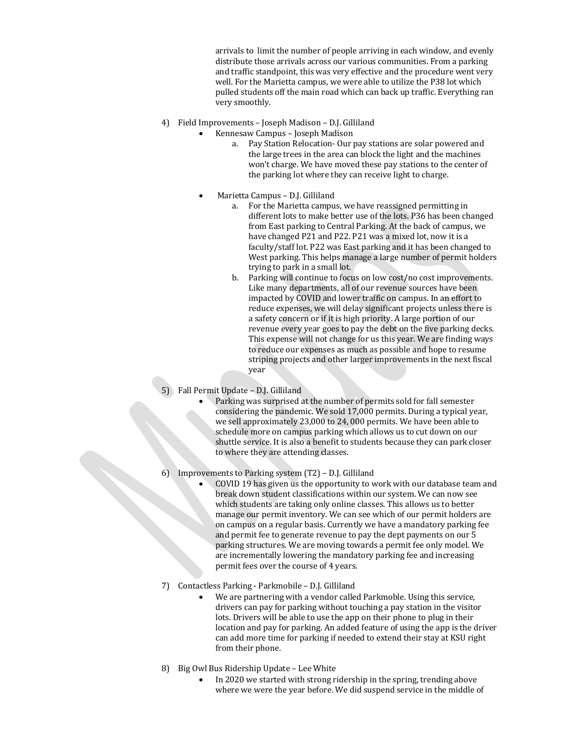arrivals to limit the number of people arriving in each window, and evenly distribute those arrivals across our various communities. From a parking and traffic standpoint, this was very effective and the procedure went very well. For the Marietta campus, we were able to utilize the P38 lot which pulled students off the main road which can back up traffic. Everything ran very smoothly.

4) Field Improvements – Joseph Madison – D.J. Gilliland
   - Kennesaw Campus – Joseph Madison
     a. Pay Station Relocation- Our pay stations are solar powered and the large trees in the area can block the light and the machines won't charge. We have moved these pay stations to the center of the parking lot where they can receive light to charge.
   - Marietta Campus – D.J. Gilliland
     a. For the Marietta campus, we have reassigned permitting in different lots to make better use of the lots. P36 has been changed from East parking to Central Parking. At the back of campus, we have changed P21 and P22. P21 was a mixed lot, now it is a faculty/staff lot. P22 was East parking and it has been changed to West parking. This helps manage a large number of permit holders trying to park in a small lot.
     b. Parking will continue to focus on low cost/no cost improvements. Like many departments, all of our revenue sources have been impacted by COVID and lower traffic on campus. In an effort to reduce expenses, we will delay significant projects unless there is a safety concern or if it is high priority. A large portion of our revenue every year goes to pay the debt on the five parking decks. This expense will not change for us this year. We are finding ways to reduce our expenses as much as possible and hope to resume striping projects and other larger improvements in the next fiscal year

5) Fall Permit Update – D.J. Gilliland
   - Parking was surprised at the number of permits sold for fall semester considering the pandemic. We sold 17,000 permits. During a typical year, we sell approximately 23,000 to 24, 000 permits. We have been able to schedule more on campus parking which allows us to cut down on our shuttle service. It is also a benefit to students because they can park closer to where they are attending classes.

6) Improvements to Parking system (T2) – D.J. Gilliland
   - COVID 19 has given us the opportunity to work with our database team and break down student classifications within our system. We can now see which students are taking only online classes. This allows us to better manage our permit inventory. We can see which of our permit holders are on campus on a regular basis. Currently we have a mandatory parking fee and permit fee to generate revenue to pay the dept payments on our 5 parking structures. We are moving towards a permit fee only model. We are incrementally lowering the mandatory parking fee and increasing permit fees over the course of 4 years.

7) Contactless Parking - Parkmobile – D.J. Gilliland
   - We are partnering with a vendor called Parkmoble. Using this service, drivers can pay for parking without touching a pay station in the visitor lots. Drivers will be able to use the app on their phone to plug in their location and pay for parking. An added feature of using the app is the driver can add more time for parking if needed to extend their stay at KSU right from their phone.

8) Big Owl Bus Ridership Update – Lee White
   - In 2020 we started with strong ridership in the spring, trending above where we were the year before. We did suspend service in the middle of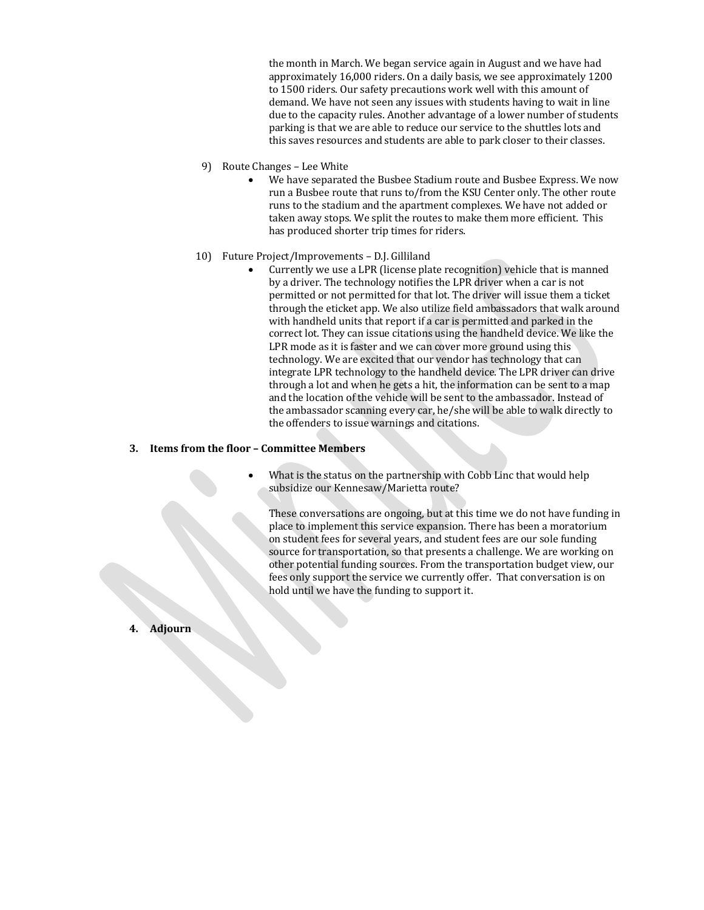the month in March. We began service again in August and we have had approximately 16,000 riders. On a daily basis, we see approximately 1200 to 1500 riders. Our safety precautions work well with this amount of demand. We have not seen any issues with students having to wait in line due to the capacity rules. Another advantage of a lower number of students parking is that we are able to reduce our service to the shuttles lots and this saves resources and students are able to park closer to their classes.

9) Route Changes – Lee White
   - We have separated the Busbee Stadium route and Busbee Express. We now run a Busbee route that runs to/from the KSU Center only. The other route runs to the stadium and the apartment complexes. We have not added or taken away stops. We split the routes to make them more efficient. This has produced shorter trip times for riders.

10) Future Project/Improvements – D.J. Gilliland
    - Currently we use a LPR (license plate recognition) vehicle that is manned by a driver. The technology notifies the LPR driver when a car is not permitted or not permitted for that lot. The driver will issue them a ticket through the eticket app. We also utilize field ambassadors that walk around with handheld units that report if a car is permitted and parked in the correct lot. They can issue citations using the handheld device. We like the LPR mode as it is faster and we can cover more ground using this technology. We are excited that our vendor has technology that can integrate LPR technology to the handheld device. The LPR driver can drive through a lot and when he gets a hit, the information can be sent to a map and the location of the vehicle will be sent to the ambassador. Instead of the ambassador scanning every car, he/she will be able to walk directly to the offenders to issue warnings and citations.

**3. Items from the floor – Committee Members**

- What is the status on the partnership with Cobb Linc that would help subsidize our Kennesaw/Marietta route?

  These conversations are ongoing, but at this time we do not have funding in place to implement this service expansion. There has been a moratorium on student fees for several years, and student fees are our sole funding source for transportation, so that presents a challenge. We are working on other potential funding sources. From the transportation budget view, our fees only support the service we currently offer. That conversation is on hold until we have the funding to support it.

**4. Adjourn**